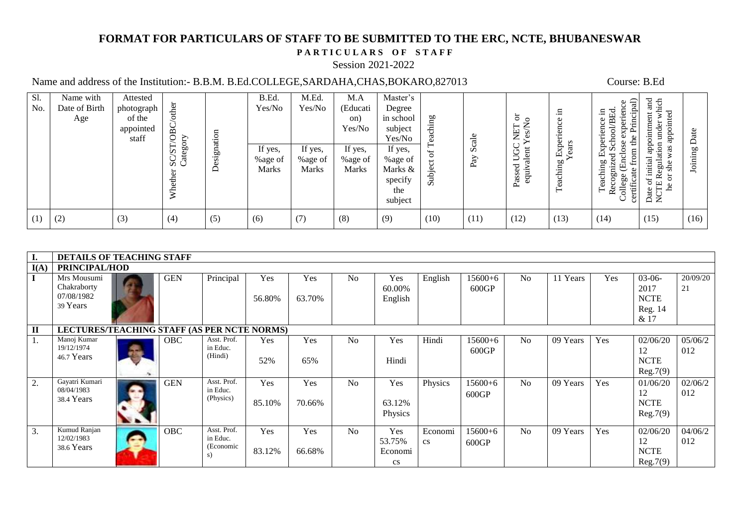# FORMAT FOR PARTICULARS OF STAFF TO BE SUBMITTED TO THE ERC, NCTE, BHUBANESWAR

**PARTICULARS OF STAFF**

Session 2021-2022

Name and address of the Institution:- B.B.M. B.Ed.COLLEGE,SARDAHA,CHAS,BOKARO,827013 Course: B.Ed

| Sl. No. | Name with Date of Birth Age | Attested photograph of the appointed staff | Whether SC/ST/OBC/other Category | Designation | B.Ed. Yes/No If yes, %age of Marks | M.Ed. Yes/No If yes, %age of Marks | M.A (Education) Yes/No If yes, %age of Marks | Master's Degree in school subject Yes/No If yes, %age of Marks & specify the subject | Subject of Teaching | Pay Scale | Passed UGC NET or equivalent Yes/No | Teaching Experience in Years | Teaching Experience in Recognized School/BEd. College (Enclose experience certificate from the Principal) | Date of initial appointment and NCTE Regulation under which he or she was appointed | Joining Date |
|---|---|---|---|---|---|---|---|---|---|---|---|---|---|---|---|
| (1) | (2) | (3) | (4) | (5) | (6) | (7) | (8) | (9) | (10) | (11) | (12) | (13) | (14) | (15) | (16) |
| **I.** | **DETAILS OF TEACHING STAFF** | | | | | | | | | | | | | | |
| **I(A)** | **PRINCIPAL/HOD** | | | | | | | | | | | | | | |
| **I** | Mrs Mousumi Chakraborty 07/08/1982 39 Years | | GEN | Principal | Yes 56.80% | Yes 63.70% | No | Yes 60.00% English | English | 15600+6600GP | No | 11 Years | Yes | 03-06-2017 NCTE Reg. 14 & 17 | 20/09/2021 |
| **II** | **LECTURES/TEACHING STAFF (AS PER NCTE NORMS)** | | | | | | | | | | | | | | |
| 1. | Manoj Kumar 19/12/1974 46.7 Years | | OBC | Asst. Prof. in Educ. (Hindi) | Yes 52% | Yes 65% | No | Yes Hindi | Hindi | 15600+6600GP | No | 09 Years | Yes | 02/06/2012 NCTE Reg.7(9) | 05/06/2012 |
| 2. | Gayatri Kumari 08/04/1983 38.4 Years | | GEN | Asst. Prof. in Educ. (Physics) | Yes 85.10% | Yes 70.66% | No | Yes 63.12% Physics | Physics | 15600+6600GP | No | 09 Years | Yes | 01/06/2012 NCTE Reg.7(9) | 02/06/2012 |
| 3. | Kumud Ranjan 12/02/1983 38.6 Years | | OBC | Asst. Prof. in Educ. (Economics) | Yes 83.12% | Yes 66.68% | No | Yes 53.75% Economics | Economics | 15600+6600GP | No | 09 Years | Yes | 02/06/2012 NCTE Reg.7(9) | 04/06/2012 |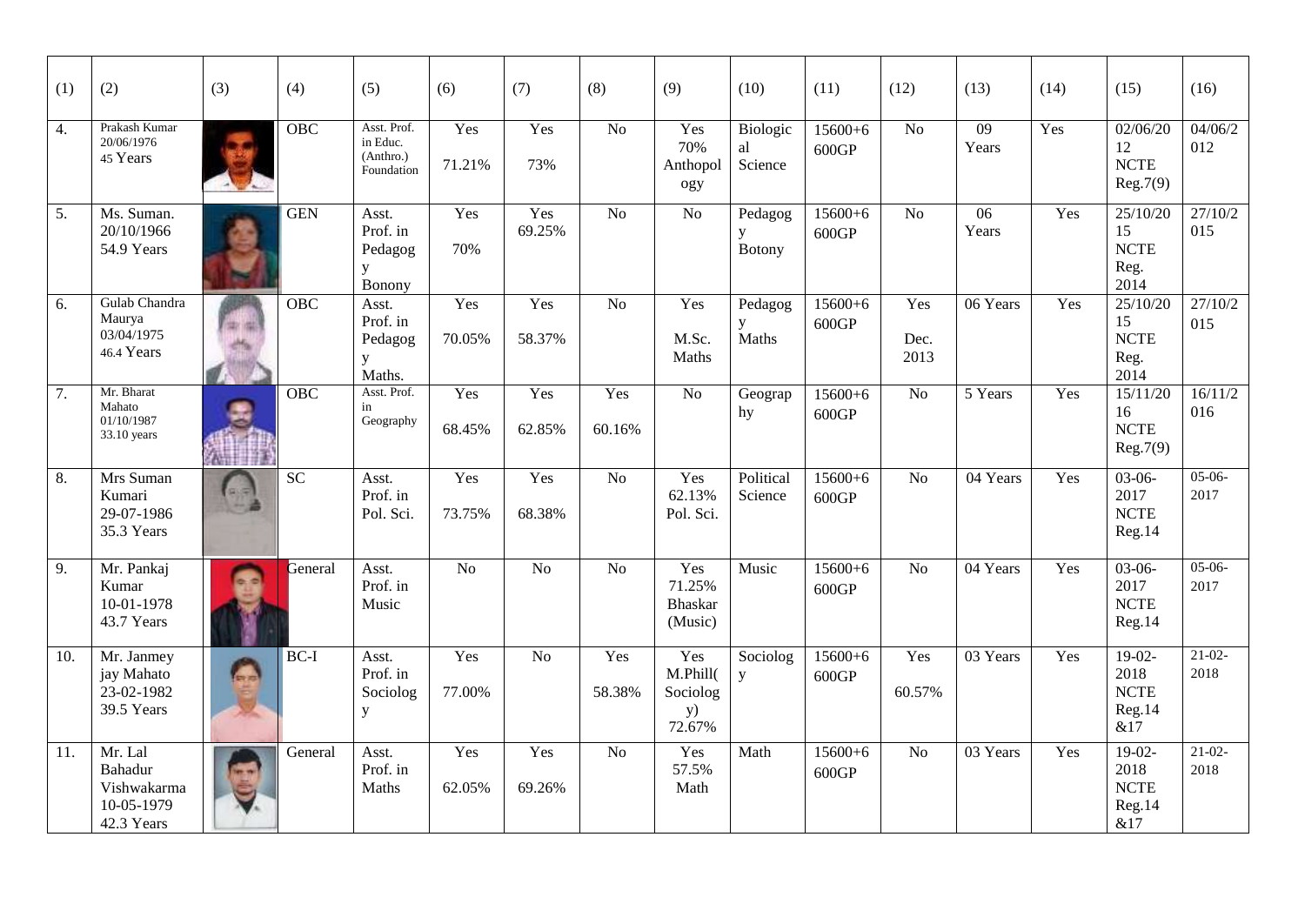| (1) | (2) | (3) | (4) | (5) | (6) | (7) | (8) | (9) | (10) | (11) | (12) | (13) | (14) | (15) | (16) |
|---|---|---|---|---|---|---|---|---|---|---|---|---|---|---|---|
| 4. | Prakash Kumar 20/06/1976 45 Years | | OBC | Asst. Prof. in Educ. (Anthro.) Foundation | Yes 71.21% | Yes 73% | No | Yes 70% Anthopology | Biological Science | 15600+6600GP | No | 09 Years | Yes | 02/06/2012 NCTE Reg.7(9) | 04/06/2012 |
| 5. | Ms. Suman. 20/10/1966 54.9 Years | | GEN | Asst. Prof. in Pedagogy Bonony | Yes 70% | Yes 69.25% | No | No | Pedagogy Botony | 15600+6600GP | No | 06 Years | Yes | 25/10/2015 NCTE Reg. 2014 | 27/10/2015 |
| 6. | Gulab Chandra Maurya 03/04/1975 46.4 Years | | OBC | Asst. Prof. in Pedagogy Maths. | Yes 70.05% | Yes 58.37% | No | Yes M.Sc. Maths | Pedagogy Maths | 15600+6600GP | Yes Dec. 2013 | 06 Years | Yes | 25/10/2015 NCTE Reg. 2014 | 27/10/2015 |
| 7. | Mr. Bharat Mahato 01/10/1987 33.10 years | | OBC | Asst. Prof. in Geography | Yes 68.45% | Yes 62.85% | Yes 60.16% | No | Geography | 15600+6600GP | No | 5 Years | Yes | 15/11/2016 NCTE Reg.7(9) | 16/11/2016 |
| 8. | Mrs Suman Kumari 29-07-1986 35.3 Years | | SC | Asst. Prof. in Pol. Sci. | Yes 73.75% | Yes 68.38% | No | Yes 62.13% Pol. Sci. | Political Science | 15600+6600GP | No | 04 Years | Yes | 03-06-2017 NCTE Reg.14 | 05-06-2017 |
| 9. | Mr. Pankaj Kumar 10-01-1978 43.7 Years | | General | Asst. Prof. in Music | No | No | No | Yes 71.25% Bhaskar (Music) | Music | 15600+6600GP | No | 04 Years | Yes | 03-06-2017 NCTE Reg.14 | 05-06-2017 |
| 10. | Mr. Janmey jay Mahato 23-02-1982 39.5 Years | | BC-I | Asst. Prof. in Sociology | Yes 77.00% | No | Yes 58.38% | Yes M.Phill(Sociology) 72.67% | Sociology | 15600+6600GP | Yes 60.57% | 03 Years | Yes | 19-02-2018 NCTE Reg.14 &17 | 21-02-2018 |
| 11. | Mr. Lal Bahadur Vishwakarma 10-05-1979 42.3 Years | | General | Asst. Prof. in Maths | Yes 62.05% | Yes 69.26% | No | Yes 57.5% Math | Math | 15600+6600GP | No | 03 Years | Yes | 19-02-2018 NCTE Reg.14 &17 | 21-02-2018 |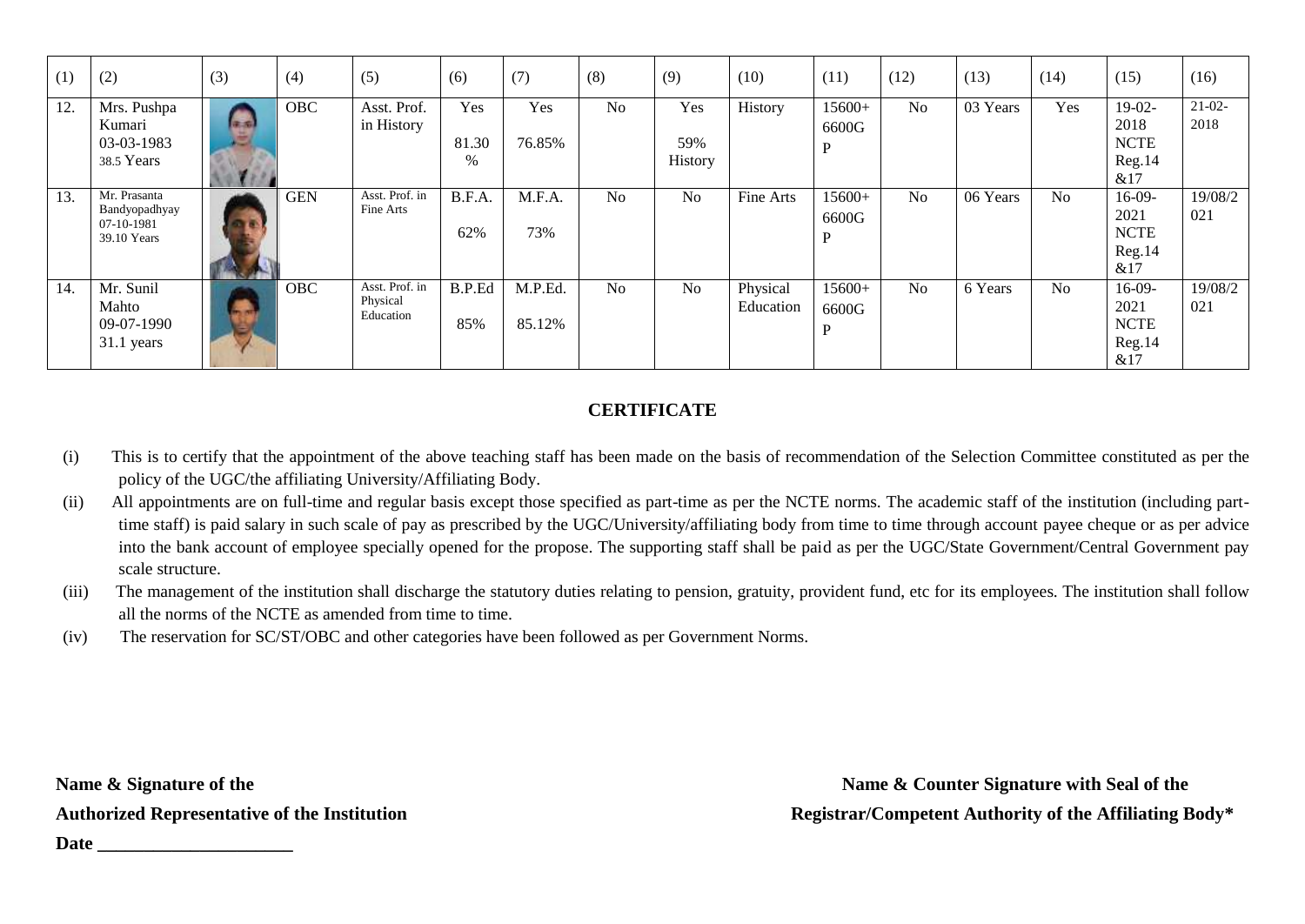| (1) | (2) | (3) | (4) | (5) | (6) | (7) | (8) | (9) | (10) | (11) | (12) | (13) | (14) | (15) | (16) |
|---|---|---|---|---|---|---|---|---|---|---|---|---|---|---|---|
| 12. | Mrs. Pushpa Kumari 03-03-1983 38.5 Years | | OBC | Asst. Prof. in History | Yes 81.30 % | Yes 76.85% | No | Yes 59% History | History | 15600+ 6600GP | No | 03 Years | Yes | 19-02-2018 NCTE Reg.14 &17 | 21-02-2018 |
| 13. | Mr. Prasanta Bandyopadhyay 07-10-1981 39.10 Years | | GEN | Asst. Prof. in Fine Arts | B.F.A. 62% | M.F.A. 73% | No | No | Fine Arts | 15600+ 6600GP | No | 06 Years | No | 16-09-2021 NCTE Reg.14 &17 | 19/08/2021 |
| 14. | Mr. Sunil Mahto 09-07-1990 31.1 years | | OBC | Asst. Prof. in Physical Education | B.P.Ed 85% | M.P.Ed. 85.12% | No | No | Physical Education | 15600+ 6600GP | No | 6 Years | No | 16-09-2021 NCTE Reg.14 &17 | 19/08/2021 |

## CERTIFICATE

(i) This is to certify that the appointment of the above teaching staff has been made on the basis of recommendation of the Selection Committee constituted as per the policy of the UGC/the affiliating University/Affiliating Body.

(ii) All appointments are on full-time and regular basis except those specified as part-time as per the NCTE norms. The academic staff of the institution (including part-time staff) is paid salary in such scale of pay as prescribed by the UGC/University/affiliating body from time to time through account payee cheque or as per advice into the bank account of employee specially opened for the propose. The supporting staff shall be paid as per the UGC/State Government/Central Government pay scale structure.

(iii) The management of the institution shall discharge the statutory duties relating to pension, gratuity, provident fund, etc for its employees. The institution shall follow all the norms of the NCTE as amended from time to time.

(iv) The reservation for SC/ST/OBC and other categories have been followed as per Government Norms.

**Name & Signature of the**
**Authorized Representative of the Institution**

**Date** ____________________

**Name & Counter Signature with Seal of the**
**Registrar/Competent Authority of the Affiliating Body***